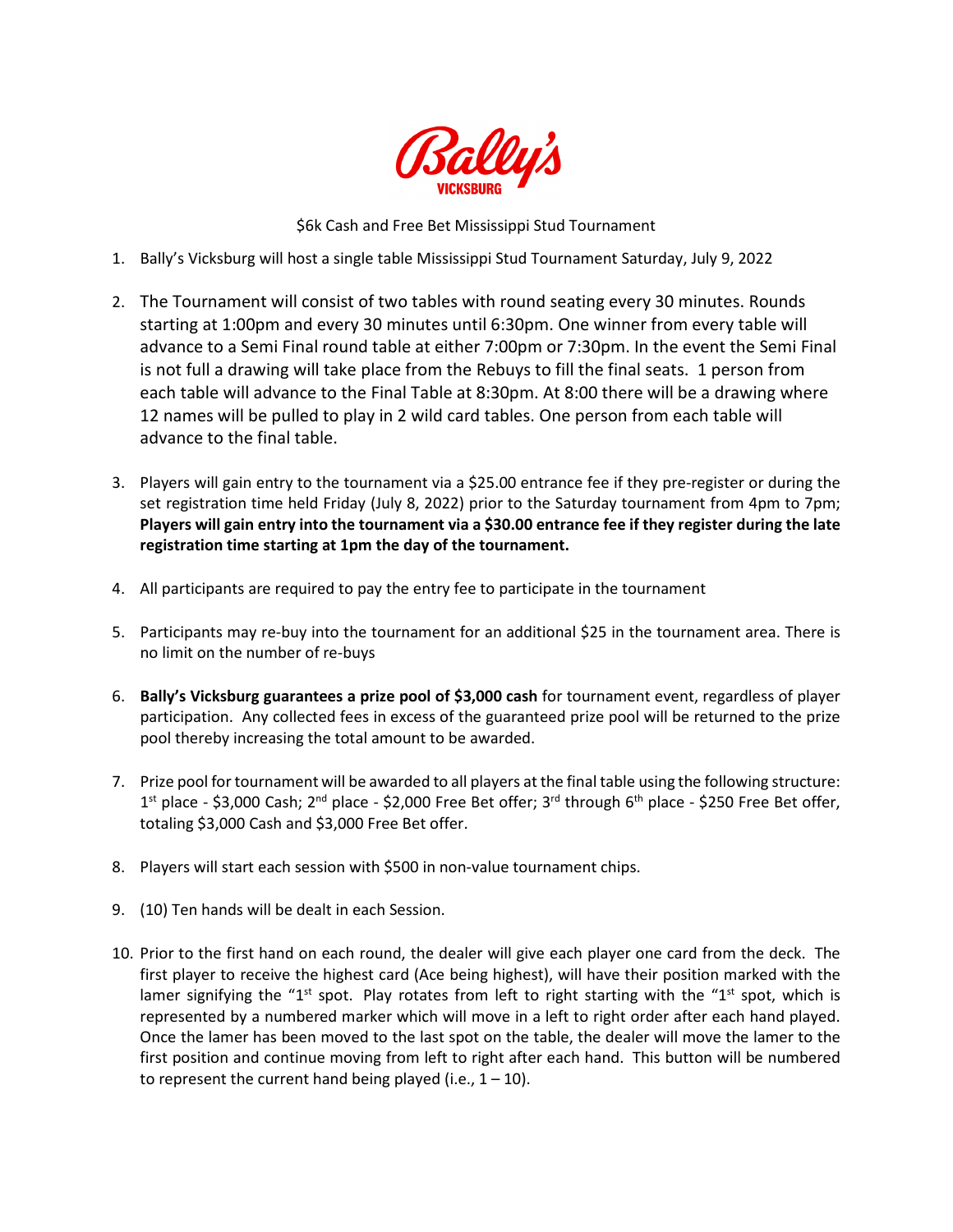Bally's

VICKSBURG

$6k Cash and Free Bet Mississippi Stud Tournament

1. Bally's Vicksburg will host a single table Mississippi Stud Tournament Saturday, July 9, 2022

2. The Tournament will consist of two tables with round seating every 30 minutes. Rounds starting at 1:00pm and every 30 minutes until 6:30pm. One winner from every table will advance to a Semi Final round table at either 7:00pm or 7:30pm. In the event the Semi Final is not full a drawing will take place from the Rebuys to fill the final seats. 1 person from each table will advance to the Final Table at 8:30pm. At 8:00 there will be a drawing where 12 names will be pulled to play in 2 wild card tables. One person from each table will advance to the final table.

3. Players will gain entry to the tournament via a $25.00 entrance fee if they pre-register or during the set registration time held Friday (July 8, 2022) prior to the Saturday tournament from 4pm to 7pm; **Players will gain entry into the tournament via a $30.00 entrance fee if they register during the late registration time starting at 1pm the day of the tournament.**

4. All participants are required to pay the entry fee to participate in the tournament

5. Participants may re-buy into the tournament for an additional $25 in the tournament area. There is no limit on the number of re-buys

6. **Bally's Vicksburg guarantees a prize pool of $3,000 cash** for tournament event, regardless of player participation. Any collected fees in excess of the guaranteed prize pool will be returned to the prize pool thereby increasing the total amount to be awarded.

7. Prize pool for tournament will be awarded to all players at the final table using the following structure: 1st place - $3,000 Cash; 2nd place - $2,000 Free Bet offer; 3rd through 6th place - $250 Free Bet offer, totaling $3,000 Cash and $3,000 Free Bet offer.

8. Players will start each session with $500 in non-value tournament chips.

9. (10) Ten hands will be dealt in each Session.

10. Prior to the first hand on each round, the dealer will give each player one card from the deck. The first player to receive the highest card (Ace being highest), will have their position marked with the lamer signifying the "1st spot. Play rotates from left to right starting with the "1st spot, which is represented by a numbered marker which will move in a left to right order after each hand played. Once the lamer has been moved to the last spot on the table, the dealer will move the lamer to the first position and continue moving from left to right after each hand. This button will be numbered to represent the current hand being played (i.e., 1 – 10).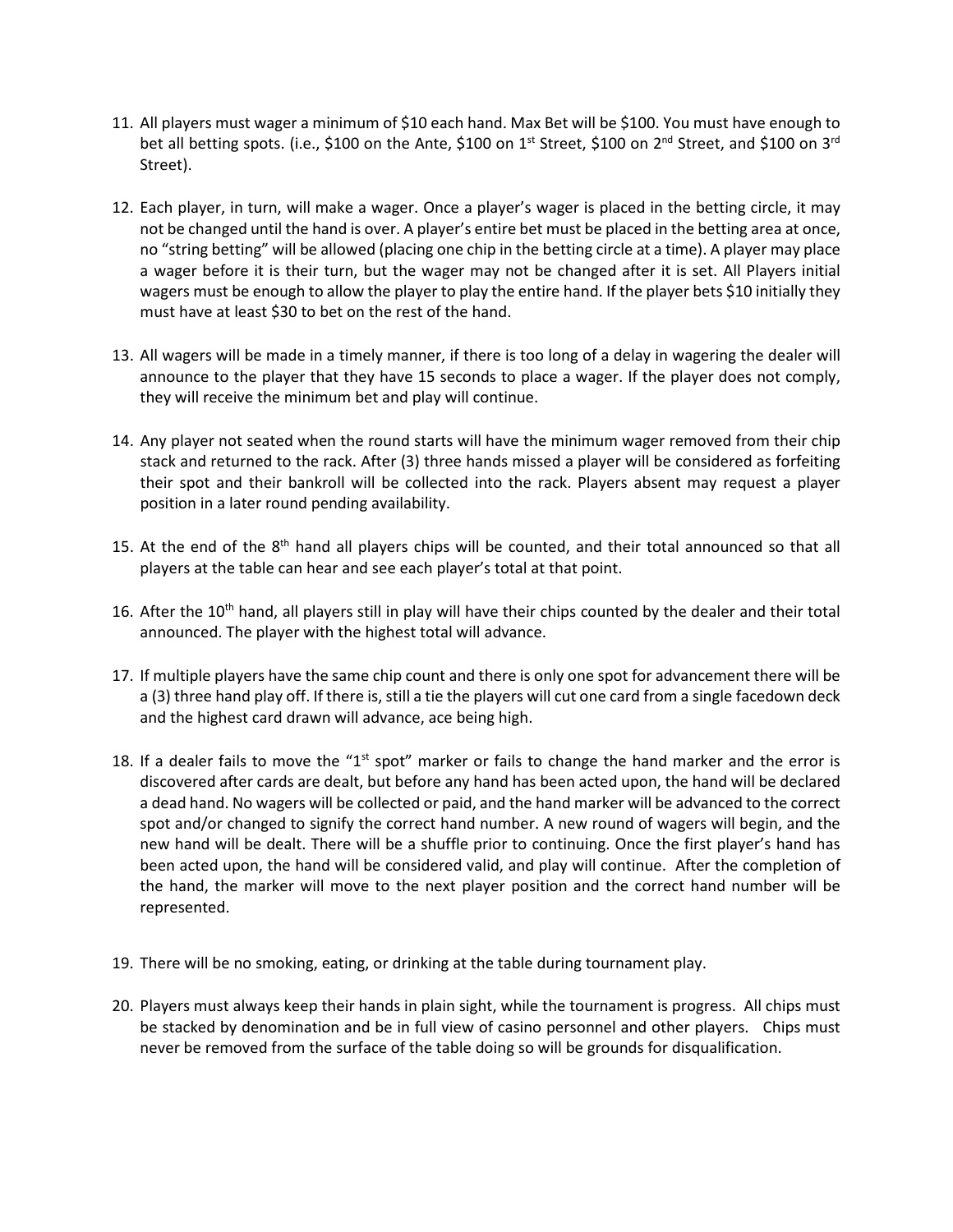11. All players must wager a minimum of $10 each hand. Max Bet will be $100. You must have enough to bet all betting spots. (i.e., $100 on the Ante, $100 on 1st Street, $100 on 2nd Street, and $100 on 3rd Street).

12. Each player, in turn, will make a wager. Once a player's wager is placed in the betting circle, it may not be changed until the hand is over. A player's entire bet must be placed in the betting area at once, no "string betting" will be allowed (placing one chip in the betting circle at a time). A player may place a wager before it is their turn, but the wager may not be changed after it is set. All Players initial wagers must be enough to allow the player to play the entire hand. If the player bets $10 initially they must have at least $30 to bet on the rest of the hand.

13. All wagers will be made in a timely manner, if there is too long of a delay in wagering the dealer will announce to the player that they have 15 seconds to place a wager. If the player does not comply, they will receive the minimum bet and play will continue.

14. Any player not seated when the round starts will have the minimum wager removed from their chip stack and returned to the rack. After (3) three hands missed a player will be considered as forfeiting their spot and their bankroll will be collected into the rack. Players absent may request a player position in a later round pending availability.

15. At the end of the 8th hand all players chips will be counted, and their total announced so that all players at the table can hear and see each player's total at that point.

16. After the 10th hand, all players still in play will have their chips counted by the dealer and their total announced. The player with the highest total will advance.

17. If multiple players have the same chip count and there is only one spot for advancement there will be a (3) three hand play off. If there is, still a tie the players will cut one card from a single facedown deck and the highest card drawn will advance, ace being high.

18. If a dealer fails to move the "1st spot" marker or fails to change the hand marker and the error is discovered after cards are dealt, but before any hand has been acted upon, the hand will be declared a dead hand. No wagers will be collected or paid, and the hand marker will be advanced to the correct spot and/or changed to signify the correct hand number. A new round of wagers will begin, and the new hand will be dealt. There will be a shuffle prior to continuing. Once the first player's hand has been acted upon, the hand will be considered valid, and play will continue. After the completion of the hand, the marker will move to the next player position and the correct hand number will be represented.

19. There will be no smoking, eating, or drinking at the table during tournament play.

20. Players must always keep their hands in plain sight, while the tournament is progress. All chips must be stacked by denomination and be in full view of casino personnel and other players. Chips must never be removed from the surface of the table doing so will be grounds for disqualification.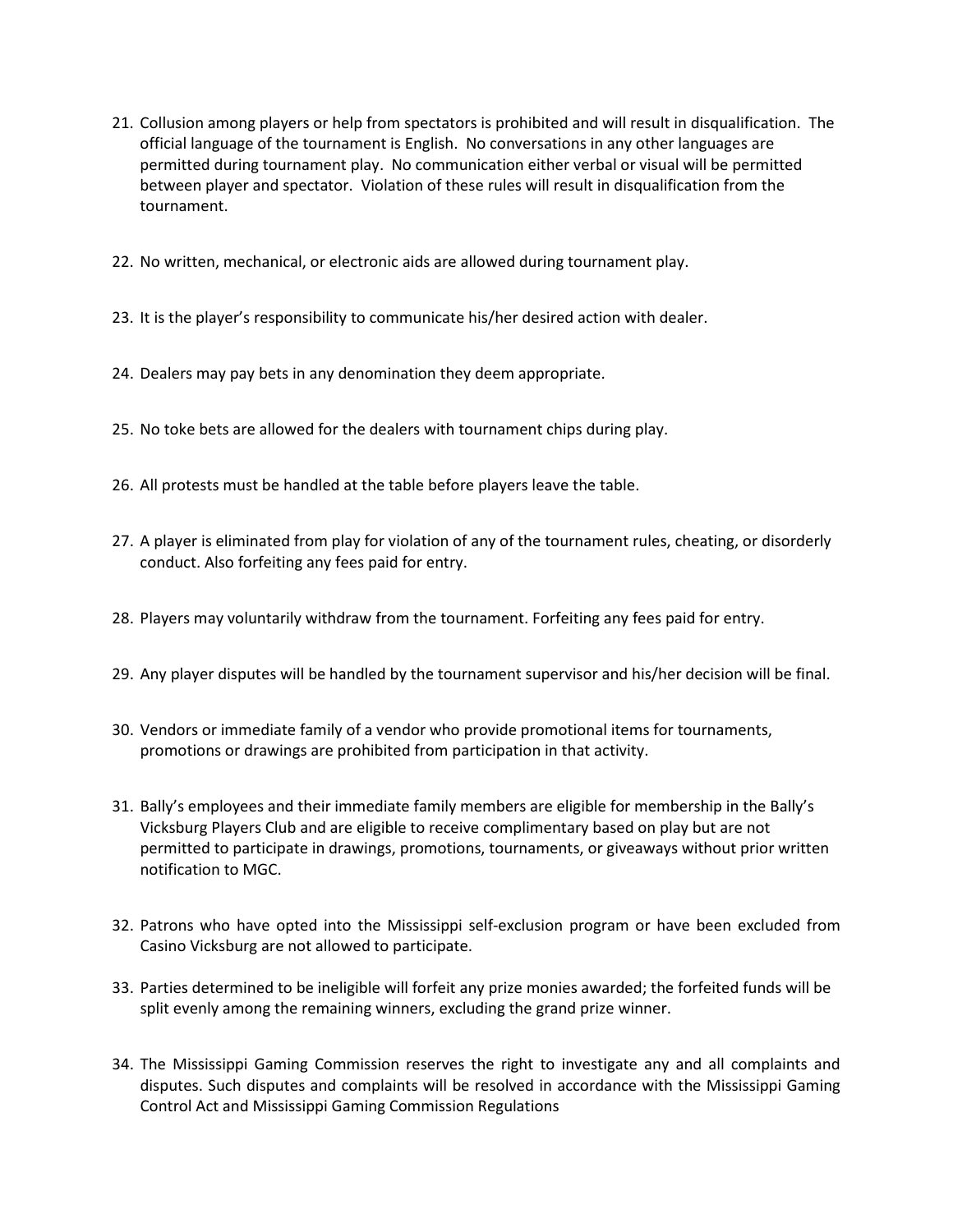21. Collusion among players or help from spectators is prohibited and will result in disqualification. The official language of the tournament is English. No conversations in any other languages are permitted during tournament play. No communication either verbal or visual will be permitted between player and spectator. Violation of these rules will result in disqualification from the tournament.

22. No written, mechanical, or electronic aids are allowed during tournament play.

23. It is the player's responsibility to communicate his/her desired action with dealer.

24. Dealers may pay bets in any denomination they deem appropriate.

25. No toke bets are allowed for the dealers with tournament chips during play.

26. All protests must be handled at the table before players leave the table.

27. A player is eliminated from play for violation of any of the tournament rules, cheating, or disorderly conduct. Also forfeiting any fees paid for entry.

28. Players may voluntarily withdraw from the tournament. Forfeiting any fees paid for entry.

29. Any player disputes will be handled by the tournament supervisor and his/her decision will be final.

30. Vendors or immediate family of a vendor who provide promotional items for tournaments, promotions or drawings are prohibited from participation in that activity.

31. Bally's employees and their immediate family members are eligible for membership in the Bally's Vicksburg Players Club and are eligible to receive complimentary based on play but are not permitted to participate in drawings, promotions, tournaments, or giveaways without prior written notification to MGC.

32. Patrons who have opted into the Mississippi self-exclusion program or have been excluded from Casino Vicksburg are not allowed to participate.

33. Parties determined to be ineligible will forfeit any prize monies awarded; the forfeited funds will be split evenly among the remaining winners, excluding the grand prize winner.

34. The Mississippi Gaming Commission reserves the right to investigate any and all complaints and disputes. Such disputes and complaints will be resolved in accordance with the Mississippi Gaming Control Act and Mississippi Gaming Commission Regulations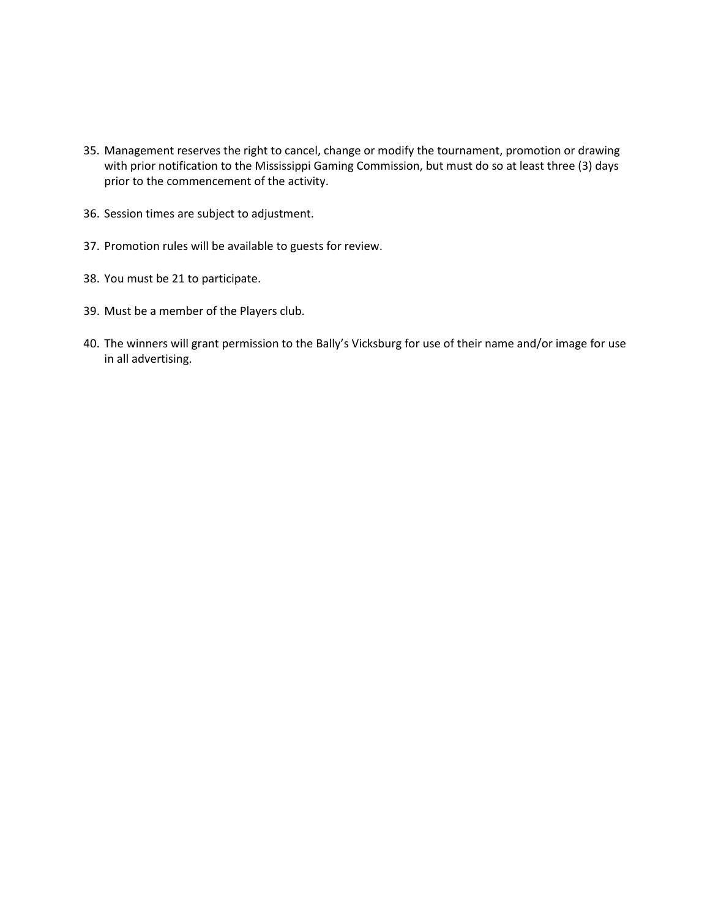35. Management reserves the right to cancel, change or modify the tournament, promotion or drawing with prior notification to the Mississippi Gaming Commission, but must do so at least three (3) days prior to the commencement of the activity.

36. Session times are subject to adjustment.

37. Promotion rules will be available to guests for review.

38. You must be 21 to participate.

39. Must be a member of the Players club.

40. The winners will grant permission to the Bally's Vicksburg for use of their name and/or image for use in all advertising.